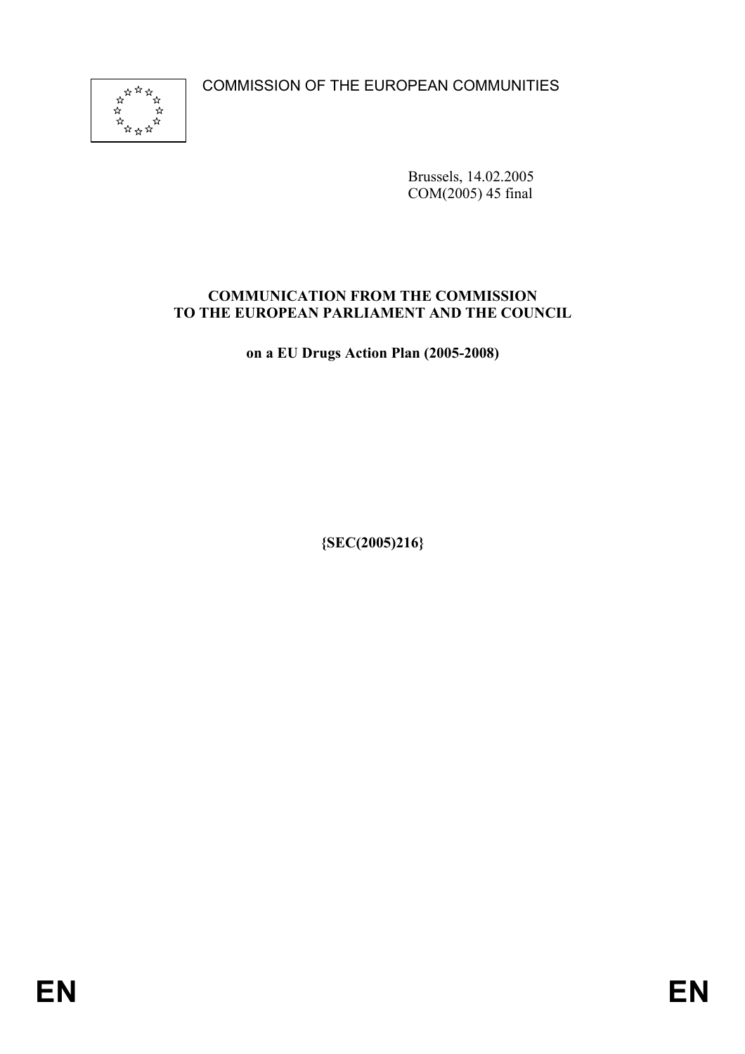COMMISSION OF THE EUROPEAN COMMUNITIES

Brussels, 14.02.2005
COM(2005) 45 final

**COMMUNICATION FROM THE COMMISSION TO THE EUROPEAN PARLIAMENT AND THE COUNCIL**

**on a EU Drugs Action Plan (2005-2008)**

**{SEC(2005)216}**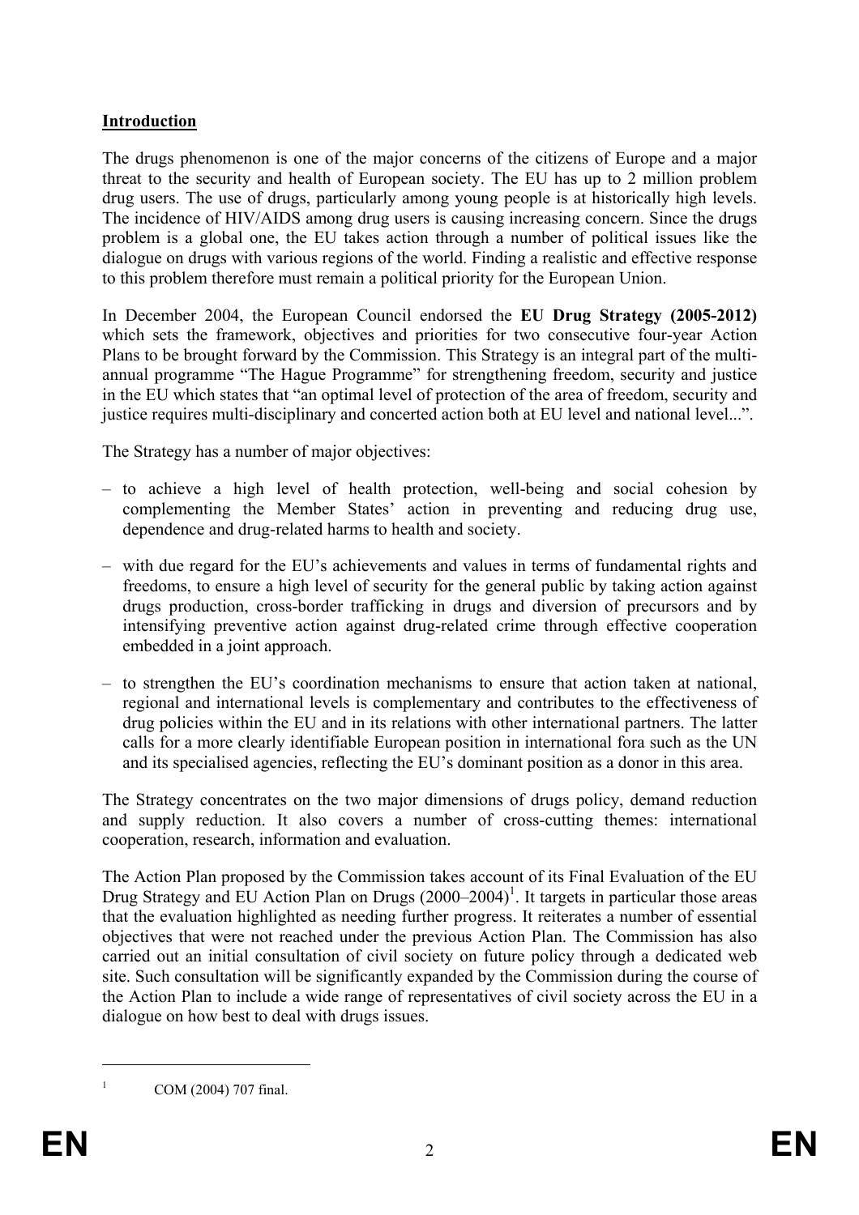## Introduction

The drugs phenomenon is one of the major concerns of the citizens of Europe and a major threat to the security and health of European society. The EU has up to 2 million problem drug users. The use of drugs, particularly among young people is at historically high levels. The incidence of HIV/AIDS among drug users is causing increasing concern. Since the drugs problem is a global one, the EU takes action through a number of political issues like the dialogue on drugs with various regions of the world. Finding a realistic and effective response to this problem therefore must remain a political priority for the European Union.

In December 2004, the European Council endorsed the **EU Drug Strategy (2005-2012)** which sets the framework, objectives and priorities for two consecutive four-year Action Plans to be brought forward by the Commission. This Strategy is an integral part of the multi-annual programme "The Hague Programme" for strengthening freedom, security and justice in the EU which states that "an optimal level of protection of the area of freedom, security and justice requires multi-disciplinary and concerted action both at EU level and national level...".

The Strategy has a number of major objectives:

- to achieve a high level of health protection, well-being and social cohesion by complementing the Member States' action in preventing and reducing drug use, dependence and drug-related harms to health and society.
- with due regard for the EU's achievements and values in terms of fundamental rights and freedoms, to ensure a high level of security for the general public by taking action against drugs production, cross-border trafficking in drugs and diversion of precursors and by intensifying preventive action against drug-related crime through effective cooperation embedded in a joint approach.
- to strengthen the EU's coordination mechanisms to ensure that action taken at national, regional and international levels is complementary and contributes to the effectiveness of drug policies within the EU and in its relations with other international partners. The latter calls for a more clearly identifiable European position in international fora such as the UN and its specialised agencies, reflecting the EU's dominant position as a donor in this area.

The Strategy concentrates on the two major dimensions of drugs policy, demand reduction and supply reduction. It also covers a number of cross-cutting themes: international cooperation, research, information and evaluation.

The Action Plan proposed by the Commission takes account of its Final Evaluation of the EU Drug Strategy and EU Action Plan on Drugs (2000–2004)[1]. It targets in particular those areas that the evaluation highlighted as needing further progress. It reiterates a number of essential objectives that were not reached under the previous Action Plan. The Commission has also carried out an initial consultation of civil society on future policy through a dedicated web site. Such consultation will be significantly expanded by the Commission during the course of the Action Plan to include a wide range of representatives of civil society across the EU in a dialogue on how best to deal with drugs issues.

[1] COM (2004) 707 final.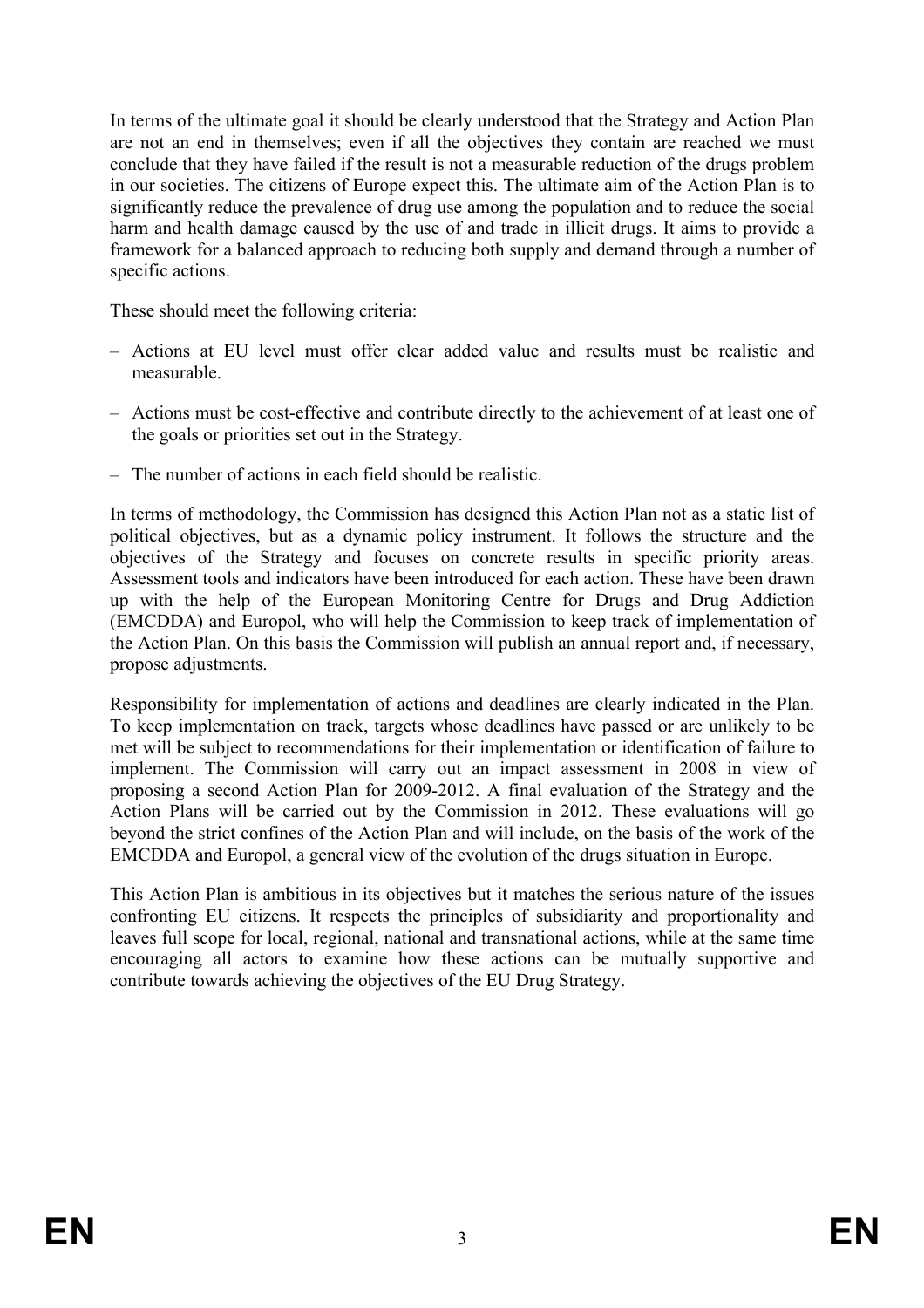In terms of the ultimate goal it should be clearly understood that the Strategy and Action Plan are not an end in themselves; even if all the objectives they contain are reached we must conclude that they have failed if the result is not a measurable reduction of the drugs problem in our societies. The citizens of Europe expect this. The ultimate aim of the Action Plan is to significantly reduce the prevalence of drug use among the population and to reduce the social harm and health damage caused by the use of and trade in illicit drugs. It aims to provide a framework for a balanced approach to reducing both supply and demand through a number of specific actions.

These should meet the following criteria:

– Actions at EU level must offer clear added value and results must be realistic and measurable.

– Actions must be cost-effective and contribute directly to the achievement of at least one of the goals or priorities set out in the Strategy.

– The number of actions in each field should be realistic.

In terms of methodology, the Commission has designed this Action Plan not as a static list of political objectives, but as a dynamic policy instrument. It follows the structure and the objectives of the Strategy and focuses on concrete results in specific priority areas. Assessment tools and indicators have been introduced for each action. These have been drawn up with the help of the European Monitoring Centre for Drugs and Drug Addiction (EMCDDA) and Europol, who will help the Commission to keep track of implementation of the Action Plan. On this basis the Commission will publish an annual report and, if necessary, propose adjustments.

Responsibility for implementation of actions and deadlines are clearly indicated in the Plan. To keep implementation on track, targets whose deadlines have passed or are unlikely to be met will be subject to recommendations for their implementation or identification of failure to implement. The Commission will carry out an impact assessment in 2008 in view of proposing a second Action Plan for 2009-2012. A final evaluation of the Strategy and the Action Plans will be carried out by the Commission in 2012. These evaluations will go beyond the strict confines of the Action Plan and will include, on the basis of the work of the EMCDDA and Europol, a general view of the evolution of the drugs situation in Europe.

This Action Plan is ambitious in its objectives but it matches the serious nature of the issues confronting EU citizens. It respects the principles of subsidiarity and proportionality and leaves full scope for local, regional, national and transnational actions, while at the same time encouraging all actors to examine how these actions can be mutually supportive and contribute towards achieving the objectives of the EU Drug Strategy.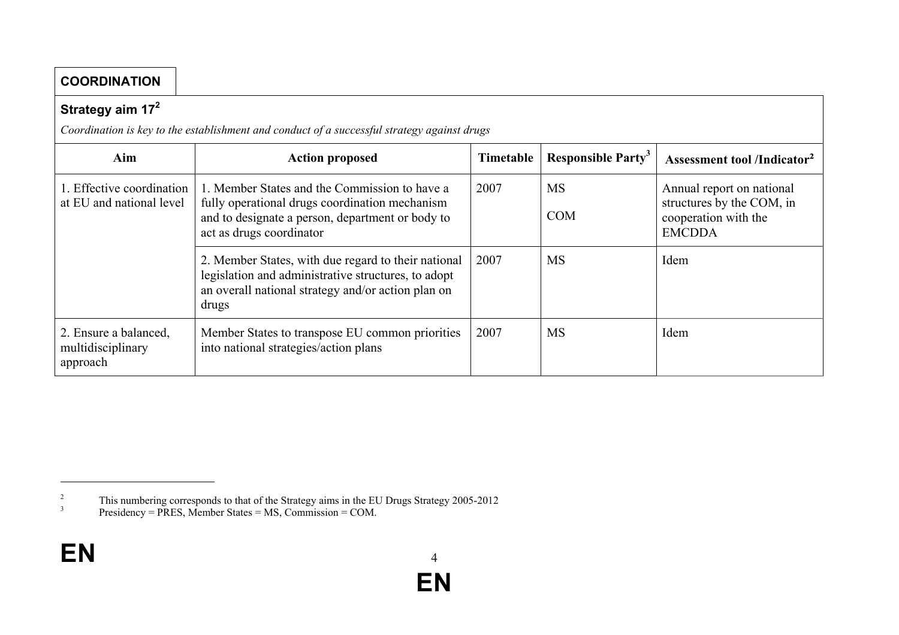## COORDINATION

### Strategy aim 17[2]

*Coordination is key to the establishment and conduct of a successful strategy against drugs*

| Aim | Action proposed | Timetable | Responsible Party[3] | Assessment tool /Indicator[2] |
|---|---|---|---|---|
| 1. Effective coordination at EU and national level | 1. Member States and the Commission to have a fully operational drugs coordination mechanism and to designate a person, department or body to act as drugs coordinator | 2007 | MS<br>COM | Annual report on national structures by the COM, in cooperation with the EMCDDA |
| | 2. Member States, with due regard to their national legislation and administrative structures, to adopt an overall national strategy and/or action plan on drugs | 2007 | MS | Idem |
| 2. Ensure a balanced, multidisciplinary approach | Member States to transpose EU common priorities into national strategies/action plans | 2007 | MS | Idem |

[2] This numbering corresponds to that of the Strategy aims in the EU Drugs Strategy 2005-2012

[3] Presidency = PRES, Member States = MS, Commission = COM.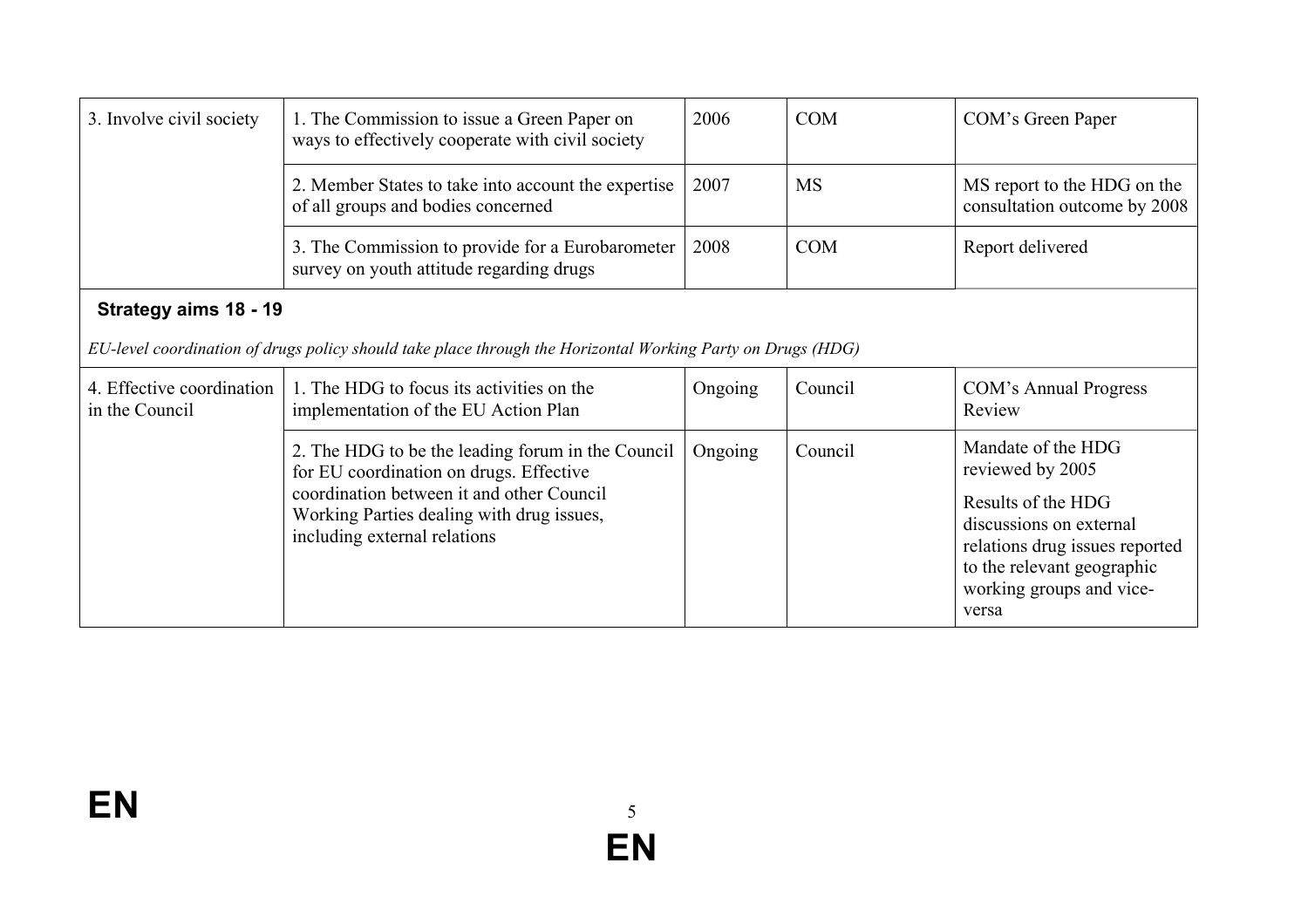| 3. Involve civil society | 1. The Commission to issue a Green Paper on ways to effectively cooperate with civil society | 2006 | COM | COM's Green Paper |
|---|---|---|---|---|
| | 2. Member States to take into account the expertise of all groups and bodies concerned | 2007 | MS | MS report to the HDG on the consultation outcome by 2008 |
| | 3. The Commission to provide for a Eurobarometer survey on youth attitude regarding drugs | 2008 | COM | Report delivered |

**Strategy aims 18 - 19**

*EU-level coordination of drugs policy should take place through the Horizontal Working Party on Drugs (HDG)*

| 4. Effective coordination in the Council | 1. The HDG to focus its activities on the implementation of the EU Action Plan | Ongoing | Council | COM's Annual Progress Review |
|---|---|---|---|---|
| | 2. The HDG to be the leading forum in the Council for EU coordination on drugs. Effective coordination between it and other Council Working Parties dealing with drug issues, including external relations | Ongoing | Council | Mandate of the HDG reviewed by 2005<br><br>Results of the HDG discussions on external relations drug issues reported to the relevant geographic working groups and vice-versa |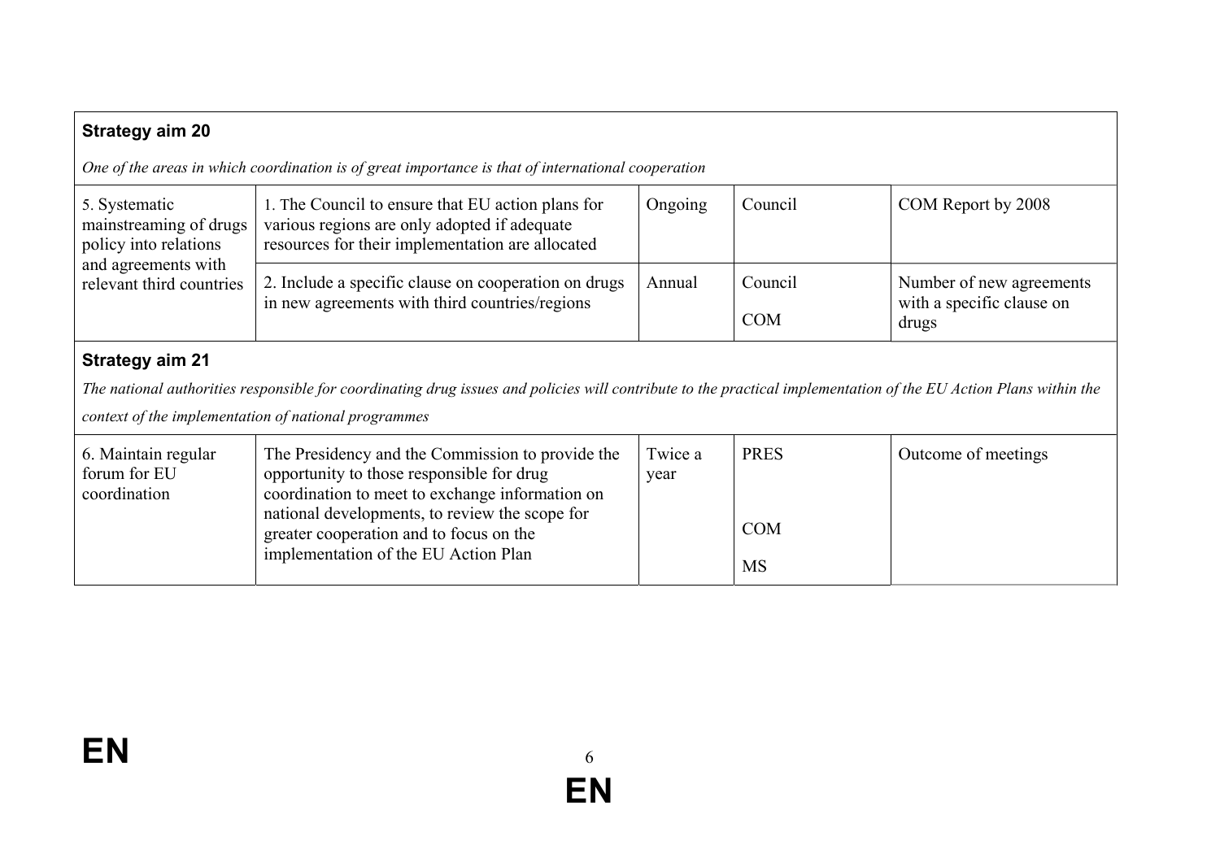**Strategy aim 20**

*One of the areas in which coordination is of great importance is that of international cooperation*

| | | | | |
|---|---|---|---|---|
| 5. Systematic mainstreaming of drugs policy into relations and agreements with relevant third countries | 1. The Council to ensure that EU action plans for various regions are only adopted if adequate resources for their implementation are allocated | Ongoing | Council | COM Report by 2008 |
| | 2. Include a specific clause on cooperation on drugs in new agreements with third countries/regions | Annual | Council<br>COM | Number of new agreements with a specific clause on drugs |

**Strategy aim 21**

*The national authorities responsible for coordinating drug issues and policies will contribute to the practical implementation of the EU Action Plans within the context of the implementation of national programmes*

| | | | | |
|---|---|---|---|---|
| 6. Maintain regular forum for EU coordination | The Presidency and the Commission to provide the opportunity to those responsible for drug coordination to meet to exchange information on national developments, to review the scope for greater cooperation and to focus on the implementation of the EU Action Plan | Twice a year | PRES<br>COM<br>MS | Outcome of meetings |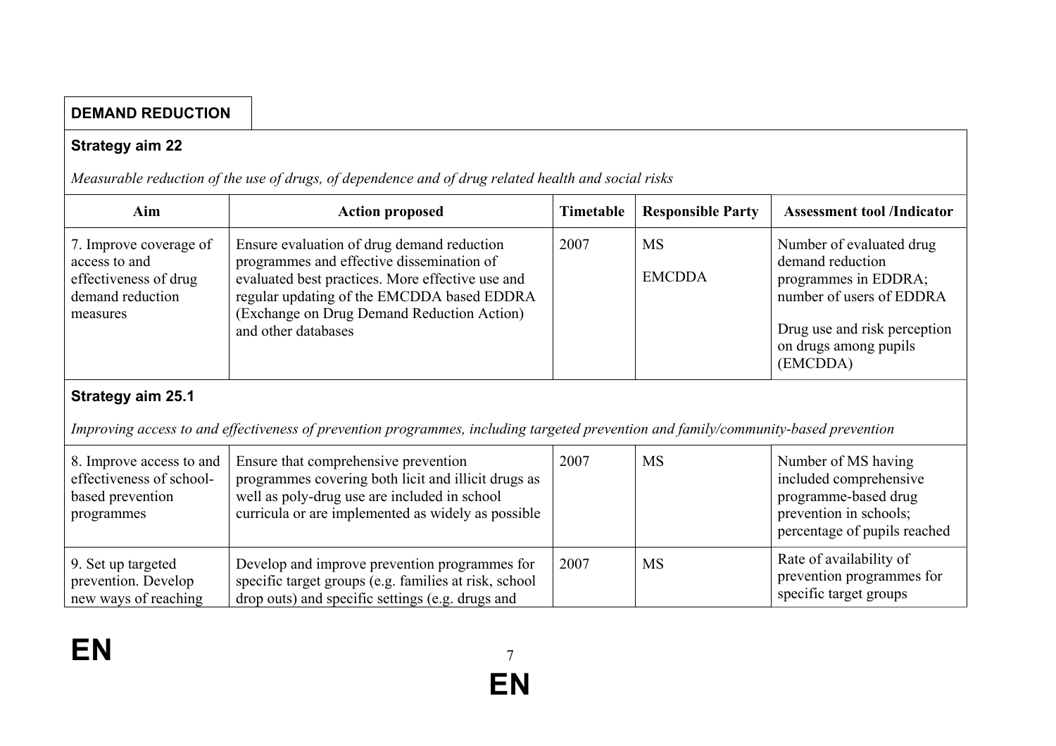**DEMAND REDUCTION**

**Strategy aim 22**

*Measurable reduction of the use of drugs, of dependence and of drug related health and social risks*

| Aim | Action proposed | Timetable | Responsible Party | Assessment tool /Indicator |
|---|---|---|---|---|
| 7. Improve coverage of access to and effectiveness of drug demand reduction measures | Ensure evaluation of drug demand reduction programmes and effective dissemination of evaluated best practices. More effective use and regular updating of the EMCDDA based EDDRA (Exchange on Drug Demand Reduction Action) and other databases | 2007 | MS<br><br>EMCDDA | Number of evaluated drug demand reduction programmes in EDDRA; number of users of EDDRA<br><br>Drug use and risk perception on drugs among pupils (EMCDDA) |

**Strategy aim 25.1**

*Improving access to and effectiveness of prevention programmes, including targeted prevention and family/community-based prevention*

| Aim | Action proposed | Timetable | Responsible Party | Assessment tool /Indicator |
|---|---|---|---|---|
| 8. Improve access to and effectiveness of school-based prevention programmes | Ensure that comprehensive prevention programmes covering both licit and illicit drugs as well as poly-drug use are included in school curricula or are implemented as widely as possible | 2007 | MS | Number of MS having included comprehensive programme-based drug prevention in schools; percentage of pupils reached |
| 9. Set up targeted prevention. Develop new ways of reaching | Develop and improve prevention programmes for specific target groups (e.g. families at risk, school drop outs) and specific settings (e.g. drugs and | 2007 | MS | Rate of availability of prevention programmes for specific target groups |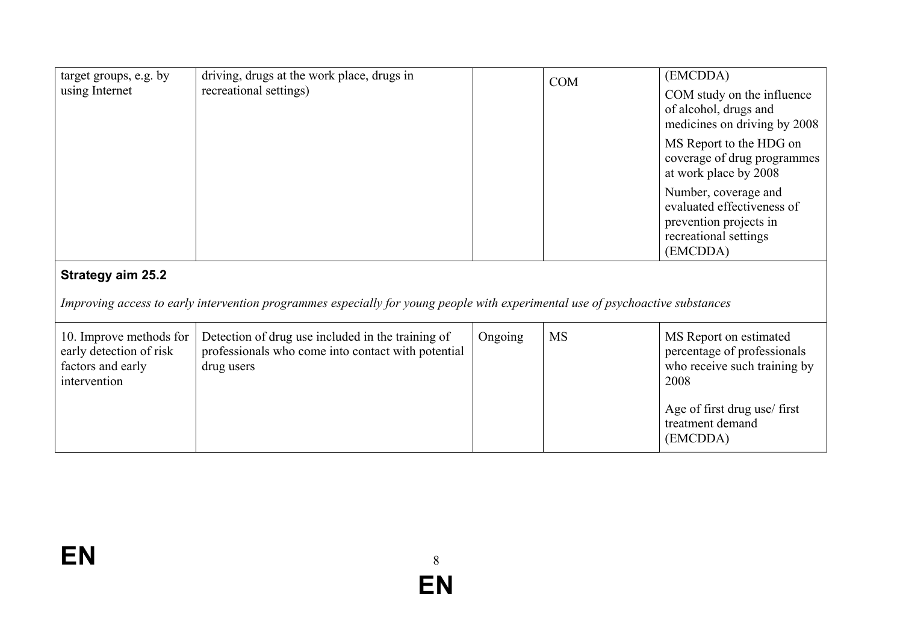| | | | | |
|---|---|---|---|---|
| target groups, e.g. by using Internet | driving, drugs at the work place, drugs in recreational settings) | | COM | (EMCDDA)<br><br>COM study on the influence of alcohol, drugs and medicines on driving by 2008<br><br>MS Report to the HDG on coverage of drug programmes at work place by 2008<br><br>Number, coverage and evaluated effectiveness of prevention projects in recreational settings (EMCDDA) |
| **Strategy aim 25.2**<br><br>*Improving access to early intervention programmes especially for young people with experimental use of psychoactive substances* | | | | |
| 10. Improve methods for early detection of risk factors and early intervention | Detection of drug use included in the training of professionals who come into contact with potential drug users | Ongoing | MS | MS Report on estimated percentage of professionals who receive such training by 2008<br><br>Age of first drug use/ first treatment demand (EMCDDA) |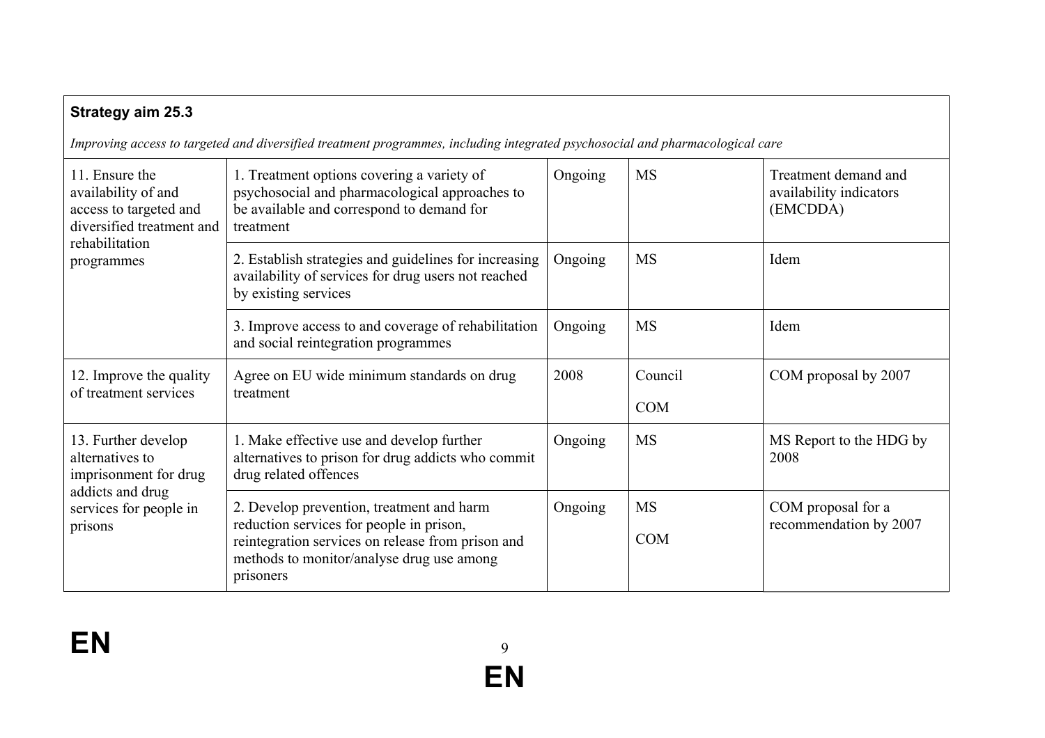| **Strategy aim 25.3**<br><br>*Improving access to targeted and diversified treatment programmes, including integrated psychosocial and pharmacological care* | | | | |
|---|---|---|---|---|
| 11. Ensure the availability of and access to targeted and diversified treatment and rehabilitation programmes | 1. Treatment options covering a variety of psychosocial and pharmacological approaches to be available and correspond to demand for treatment | Ongoing | MS | Treatment demand and availability indicators (EMCDDA) |
| | 2. Establish strategies and guidelines for increasing availability of services for drug users not reached by existing services | Ongoing | MS | Idem |
| | 3. Improve access to and coverage of rehabilitation and social reintegration programmes | Ongoing | MS | Idem |
| 12. Improve the quality of treatment services | Agree on EU wide minimum standards on drug treatment | 2008 | Council<br><br>COM | COM proposal by 2007 |
| 13. Further develop alternatives to imprisonment for drug addicts and drug services for people in prisons | 1. Make effective use and develop further alternatives to prison for drug addicts who commit drug related offences | Ongoing | MS | MS Report to the HDG by 2008 |
| | 2. Develop prevention, treatment and harm reduction services for people in prison, reintegration services on release from prison and methods to monitor/analyse drug use among prisoners | Ongoing | MS<br><br>COM | COM proposal for a recommendation by 2007 |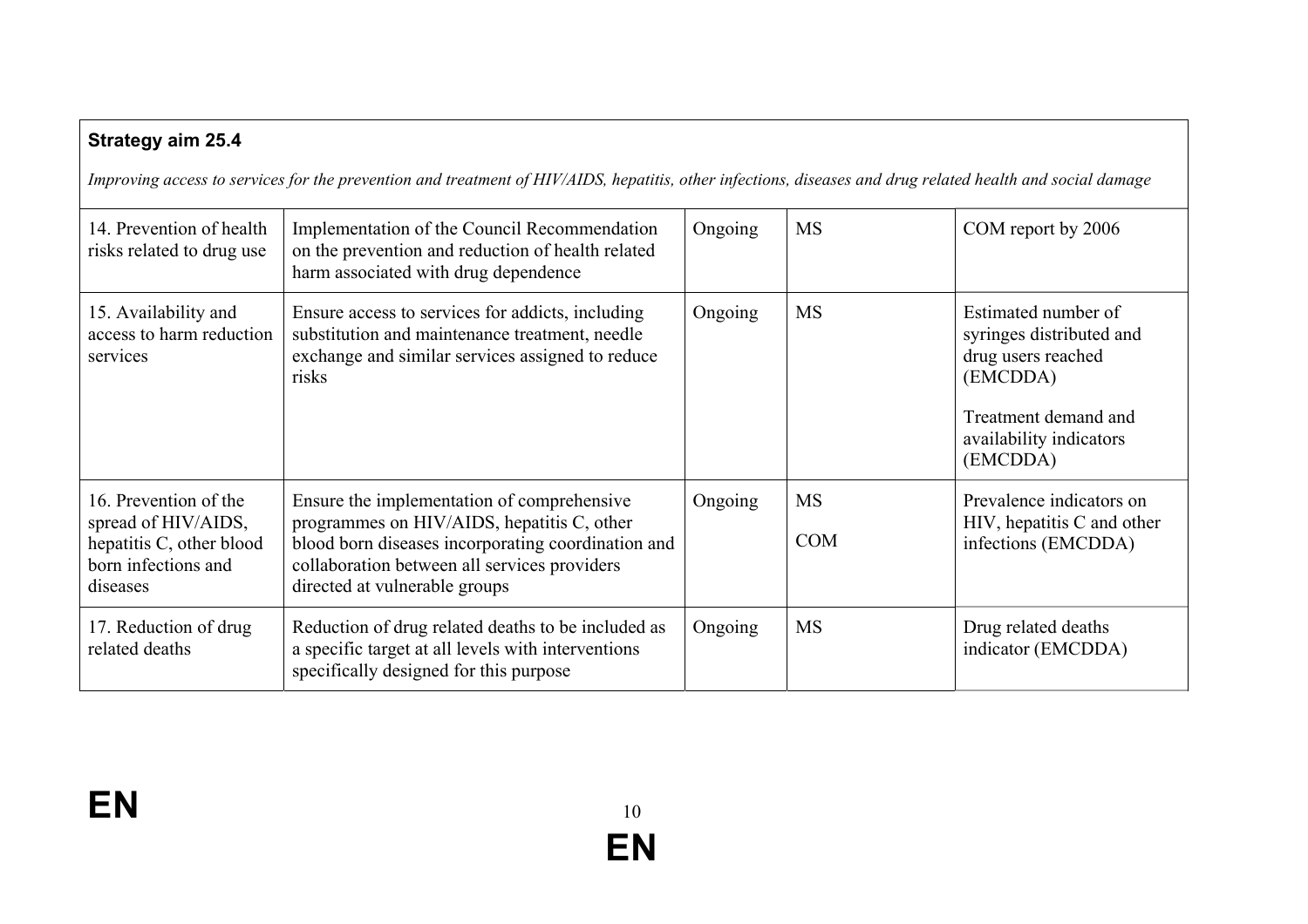**Strategy aim 25.4**

*Improving access to services for the prevention and treatment of HIV/AIDS, hepatitis, other infections, diseases and drug related health and social damage*

| | | | | |
|---|---|---|---|---|
| 14. Prevention of health risks related to drug use | Implementation of the Council Recommendation on the prevention and reduction of health related harm associated with drug dependence | Ongoing | MS | COM report by 2006 |
| 15. Availability and access to harm reduction services | Ensure access to services for addicts, including substitution and maintenance treatment, needle exchange and similar services assigned to reduce risks | Ongoing | MS | Estimated number of syringes distributed and drug users reached (EMCDDA)<br><br>Treatment demand and availability indicators (EMCDDA) |
| 16. Prevention of the spread of HIV/AIDS, hepatitis C, other blood born infections and diseases | Ensure the implementation of comprehensive programmes on HIV/AIDS, hepatitis C, other blood born diseases incorporating coordination and collaboration between all services providers directed at vulnerable groups | Ongoing | MS<br><br>COM | Prevalence indicators on HIV, hepatitis C and other infections (EMCDDA) |
| 17. Reduction of drug related deaths | Reduction of drug related deaths to be included as a specific target at all levels with interventions specifically designed for this purpose | Ongoing | MS | Drug related deaths indicator (EMCDDA) |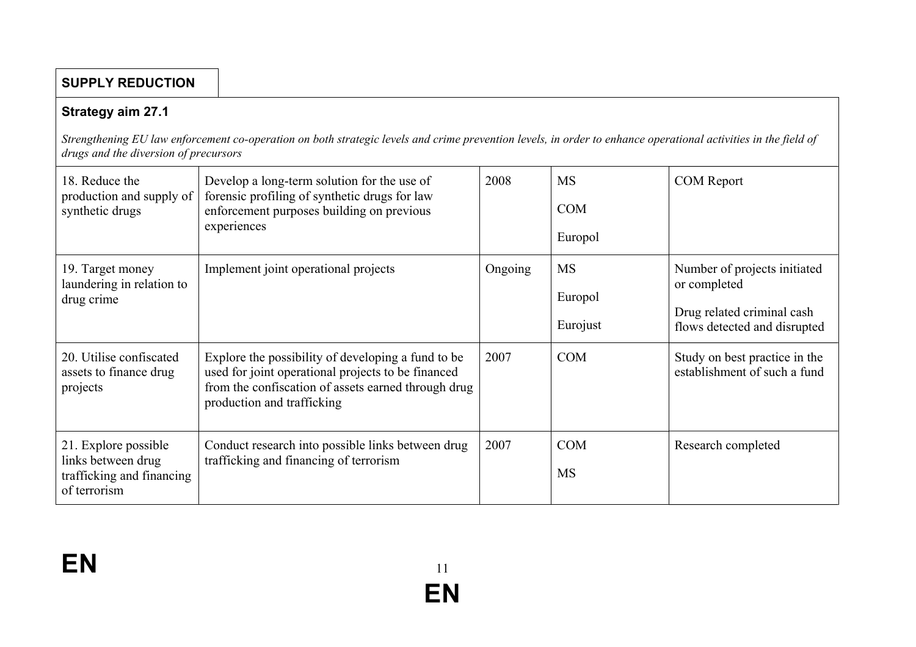**SUPPLY REDUCTION**

**Strategy aim 27.1**

*Strengthening EU law enforcement co-operation on both strategic levels and crime prevention levels, in order to enhance operational activities in the field of drugs and the diversion of precursors*

| | | | | |
|---|---|---|---|---|
| 18. Reduce the production and supply of synthetic drugs | Develop a long-term solution for the use of forensic profiling of synthetic drugs for law enforcement purposes building on previous experiences | 2008 | MS<br><br>COM<br><br>Europol | COM Report |
| 19. Target money laundering in relation to drug crime | Implement joint operational projects | Ongoing | MS<br><br>Europol<br><br>Eurojust | Number of projects initiated or completed<br><br>Drug related criminal cash flows detected and disrupted |
| 20. Utilise confiscated assets to finance drug projects | Explore the possibility of developing a fund to be used for joint operational projects to be financed from the confiscation of assets earned through drug production and trafficking | 2007 | COM | Study on best practice in the establishment of such a fund |
| 21. Explore possible links between drug trafficking and financing of terrorism | Conduct research into possible links between drug trafficking and financing of terrorism | 2007 | COM<br><br>MS | Research completed |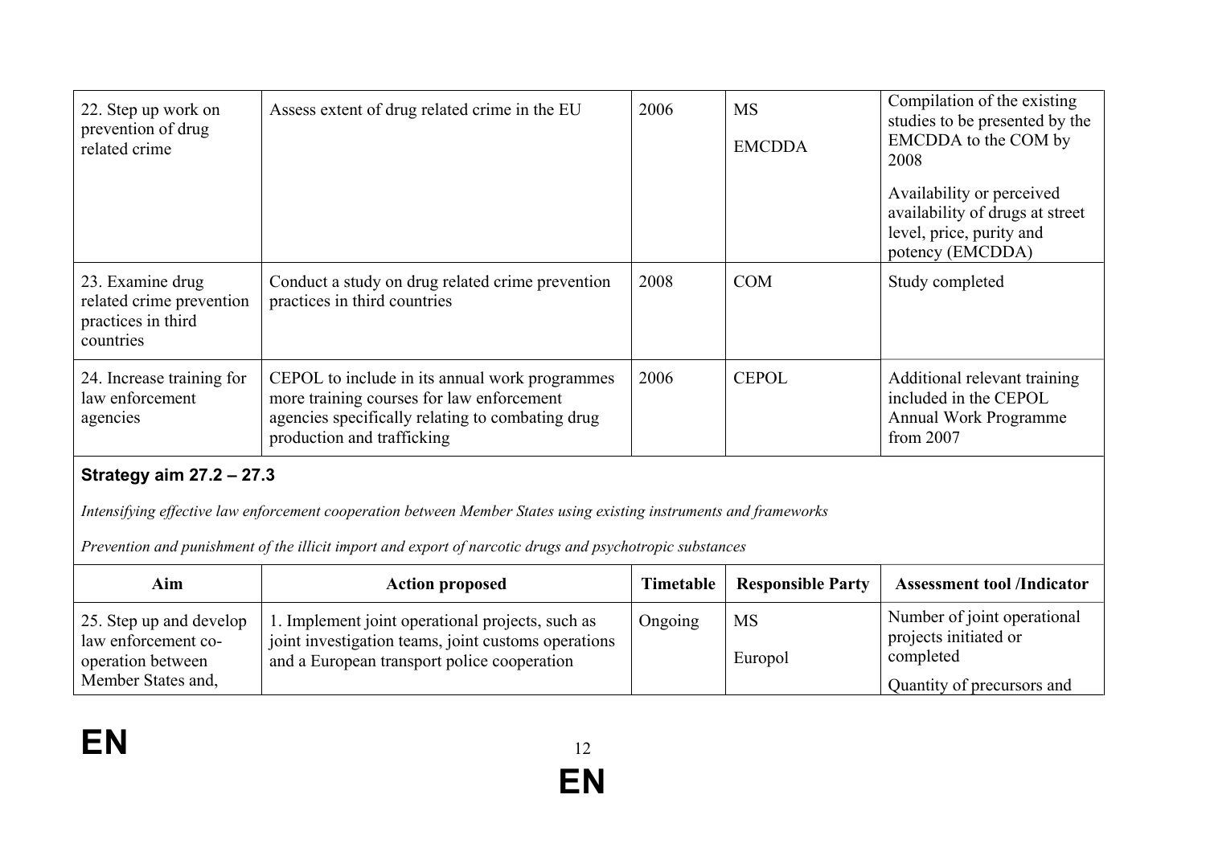| 22. Step up work on prevention of drug related crime | Assess extent of drug related crime in the EU | 2006 | MS<br>EMCDDA | Compilation of the existing studies to be presented by the EMCDDA to the COM by 2008<br>Availability or perceived availability of drugs at street level, price, purity and potency (EMCDDA) |
|---|---|---|---|---|
| 23. Examine drug related crime prevention practices in third countries | Conduct a study on drug related crime prevention practices in third countries | 2008 | COM | Study completed |
| 24. Increase training for law enforcement agencies | CEPOL to include in its annual work programmes more training courses for law enforcement agencies specifically relating to combating drug production and trafficking | 2006 | CEPOL | Additional relevant training included in the CEPOL Annual Work Programme from 2007 |

**Strategy aim 27.2 – 27.3**

*Intensifying effective law enforcement cooperation between Member States using existing instruments and frameworks*

*Prevention and punishment of the illicit import and export of narcotic drugs and psychotropic substances*

| Aim | Action proposed | Timetable | Responsible Party | Assessment tool /Indicator |
|---|---|---|---|---|
| 25. Step up and develop law enforcement co-operation between Member States and, | 1. Implement joint operational projects, such as joint investigation teams, joint customs operations and a European transport police cooperation | Ongoing | MS<br>Europol | Number of joint operational projects initiated or completed<br>Quantity of precursors and |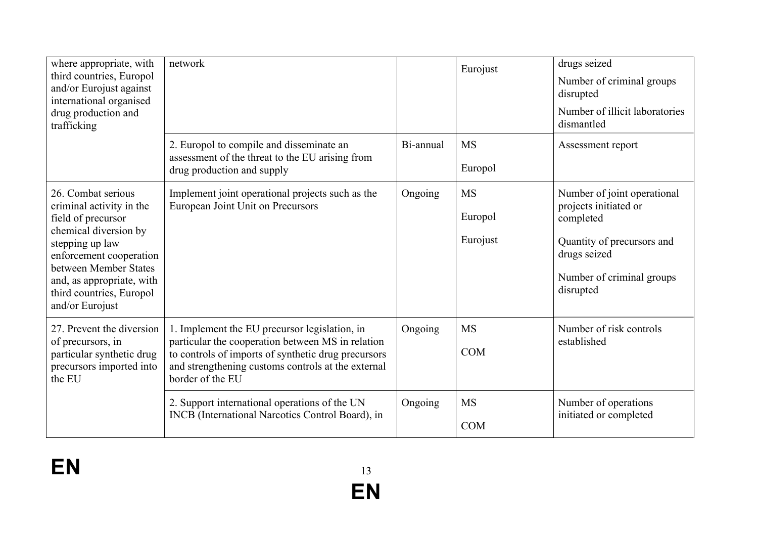| | | | | |
|---|---|---|---|---|
| where appropriate, with third countries, Europol and/or Eurojust against international organised drug production and trafficking | network | | Eurojust | drugs seized<br>Number of criminal groups disrupted<br>Number of illicit laboratories dismantled |
| | 2. Europol to compile and disseminate an assessment of the threat to the EU arising from drug production and supply | Bi-annual | MS<br>Europol | Assessment report |
| 26. Combat serious criminal activity in the field of precursor chemical diversion by stepping up law enforcement cooperation between Member States and, as appropriate, with third countries, Europol and/or Eurojust | Implement joint operational projects such as the European Joint Unit on Precursors | Ongoing | MS<br>Europol<br>Eurojust | Number of joint operational projects initiated or completed<br>Quantity of precursors and drugs seized<br>Number of criminal groups disrupted |
| 27. Prevent the diversion of precursors, in particular synthetic drug precursors imported into the EU | 1. Implement the EU precursor legislation, in particular the cooperation between MS in relation to controls of imports of synthetic drug precursors and strengthening customs controls at the external border of the EU | Ongoing | MS<br>COM | Number of risk controls established |
| | 2. Support international operations of the UN INCB (International Narcotics Control Board), in | Ongoing | MS<br>COM | Number of operations initiated or completed |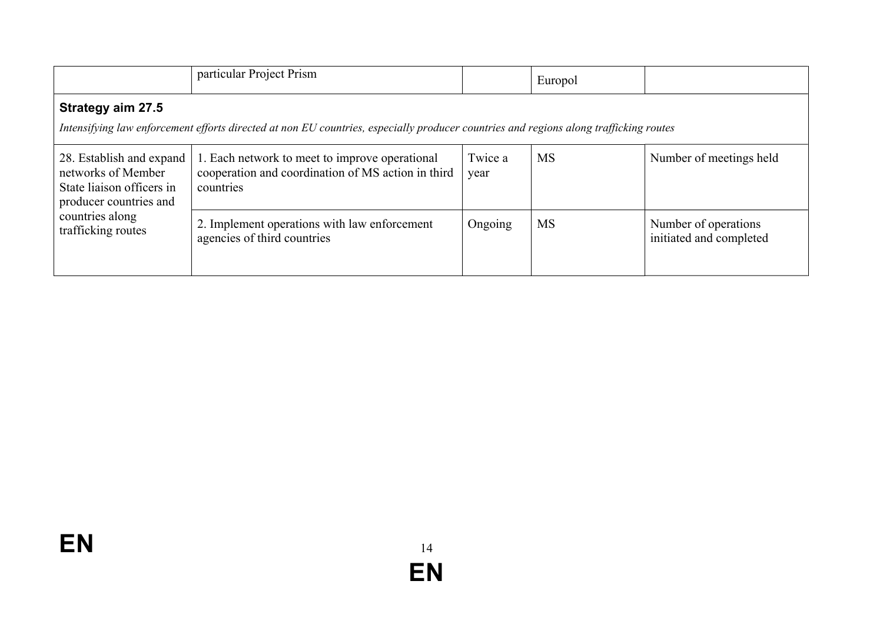| | particular Project Prism | | Europol | |
|---|---|---|---|---|

**Strategy aim 27.5**

*Intensifying law enforcement efforts directed at non EU countries, especially producer countries and regions along trafficking routes*

| | | | | |
|---|---|---|---|---|
| 28. Establish and expand networks of Member State liaison officers in producer countries and countries along trafficking routes | 1. Each network to meet to improve operational cooperation and coordination of MS action in third countries | Twice a year | MS | Number of meetings held |
| | 2. Implement operations with law enforcement agencies of third countries | Ongoing | MS | Number of operations initiated and completed |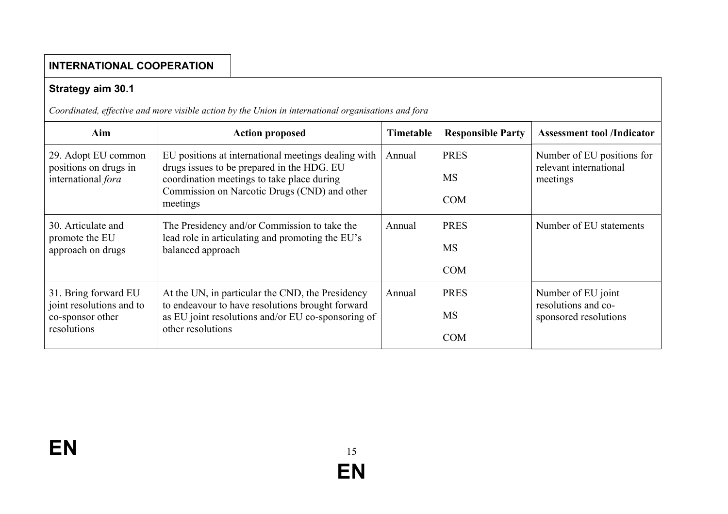## INTERNATIONAL COOPERATION

### Strategy aim 30.1

*Coordinated, effective and more visible action by the Union in international organisations and fora*

| Aim | Action proposed | Timetable | Responsible Party | Assessment tool /Indicator |
|---|---|---|---|---|
| 29. Adopt EU common positions on drugs in international *fora* | EU positions at international meetings dealing with drugs issues to be prepared in the HDG. EU coordination meetings to take place during Commission on Narcotic Drugs (CND) and other meetings | Annual | PRES<br>MS<br>COM | Number of EU positions for relevant international meetings |
| 30. Articulate and promote the EU approach on drugs | The Presidency and/or Commission to take the lead role in articulating and promoting the EU's balanced approach | Annual | PRES<br>MS<br>COM | Number of EU statements |
| 31. Bring forward EU joint resolutions and to co-sponsor other resolutions | At the UN, in particular the CND, the Presidency to endeavour to have resolutions brought forward as EU joint resolutions and/or EU co-sponsoring of other resolutions | Annual | PRES<br>MS<br>COM | Number of EU joint resolutions and co-sponsored resolutions |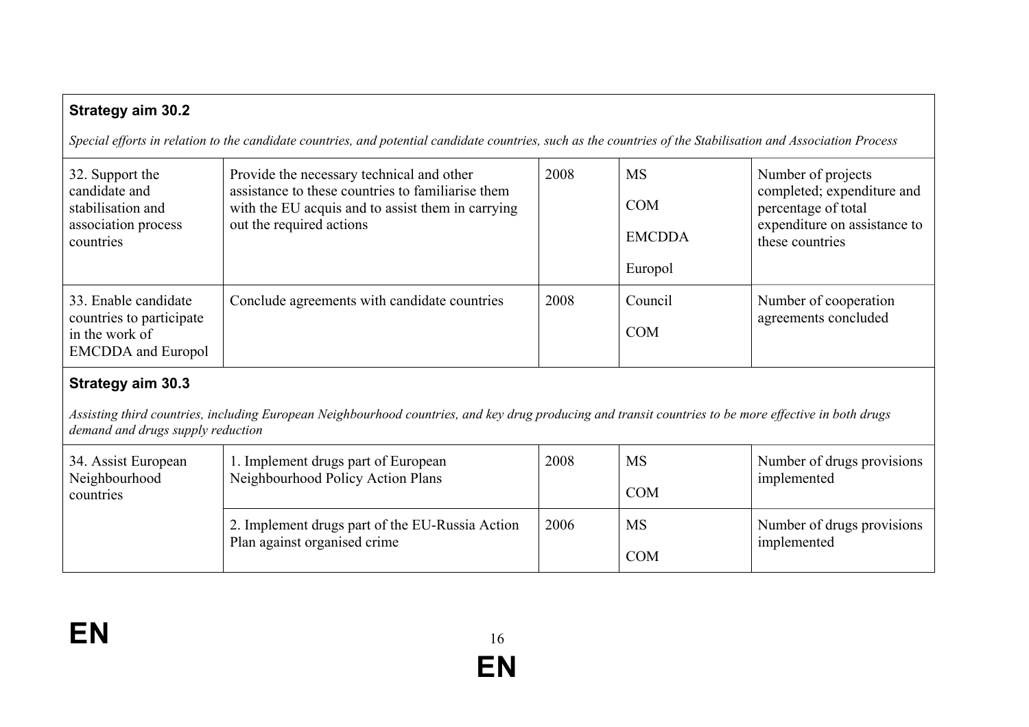| **Strategy aim 30.2**<br><br>*Special efforts in relation to the candidate countries, and potential candidate countries, such as the countries of the Stabilisation and Association Process* | | | | |
|---|---|---|---|---|
| 32. Support the candidate and stabilisation and association process countries | Provide the necessary technical and other assistance to these countries to familiarise them with the EU acquis and to assist them in carrying out the required actions | 2008 | MS<br><br>COM<br><br>EMCDDA<br><br>Europol | Number of projects completed; expenditure and percentage of total expenditure on assistance to these countries |
| 33. Enable candidate countries to participate in the work of EMCDDA and Europol | Conclude agreements with candidate countries | 2008 | Council<br><br>COM | Number of cooperation agreements concluded |
| **Strategy aim 30.3**<br><br>*Assisting third countries, including European Neighbourhood countries, and key drug producing and transit countries to be more effective in both drugs demand and drugs supply reduction* | | | | |
| 34. Assist European Neighbourhood countries | 1. Implement drugs part of European Neighbourhood Policy Action Plans | 2008 | MS<br><br>COM | Number of drugs provisions implemented |
| | 2. Implement drugs part of the EU-Russia Action Plan against organised crime | 2006 | MS<br><br>COM | Number of drugs provisions implemented |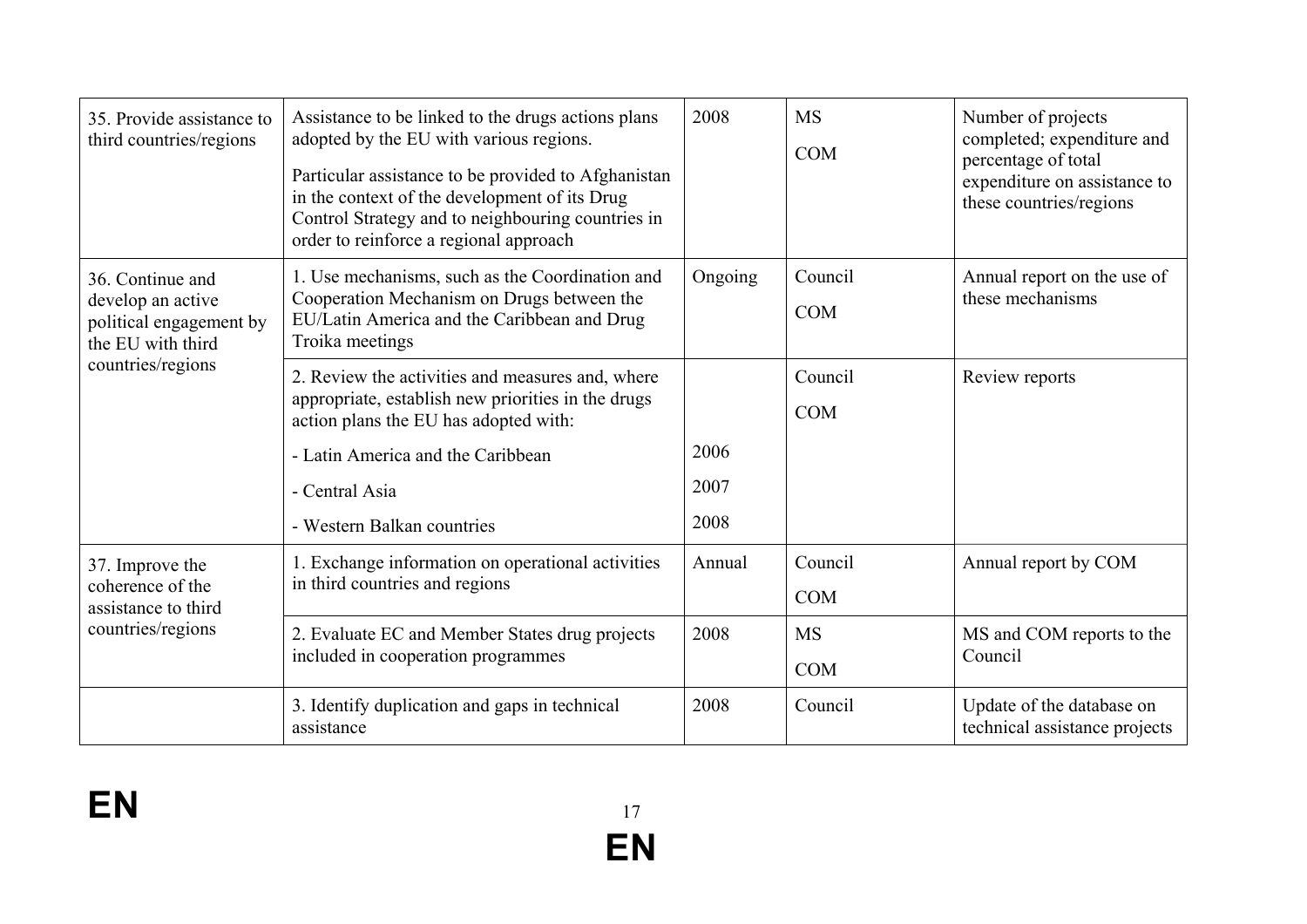| | | | | |
|---|---|---|---|---|
| 35. Provide assistance to third countries/regions | Assistance to be linked to the drugs actions plans adopted by the EU with various regions.<br><br>Particular assistance to be provided to Afghanistan in the context of the development of its Drug Control Strategy and to neighbouring countries in order to reinforce a regional approach | 2008 | MS<br><br>COM | Number of projects completed; expenditure and percentage of total expenditure on assistance to these countries/regions |
| 36. Continue and develop an active political engagement by the EU with third countries/regions | 1. Use mechanisms, such as the Coordination and Cooperation Mechanism on Drugs between the EU/Latin America and the Caribbean and Drug Troika meetings | Ongoing | Council<br><br>COM | Annual report on the use of these mechanisms |
| | 2. Review the activities and measures and, where appropriate, establish new priorities in the drugs action plans the EU has adopted with:<br><br>- Latin America and the Caribbean<br><br>- Central Asia<br><br>- Western Balkan countries | <br><br><br>2006<br><br>2007<br><br>2008 | Council<br><br>COM | Review reports |
| 37. Improve the coherence of the assistance to third countries/regions | 1. Exchange information on operational activities in third countries and regions | Annual | Council<br><br>COM | Annual report by COM |
| | 2. Evaluate EC and Member States drug projects included in cooperation programmes | 2008 | MS<br><br>COM | MS and COM reports to the Council |
| | 3. Identify duplication and gaps in technical assistance | 2008 | Council | Update of the database on technical assistance projects |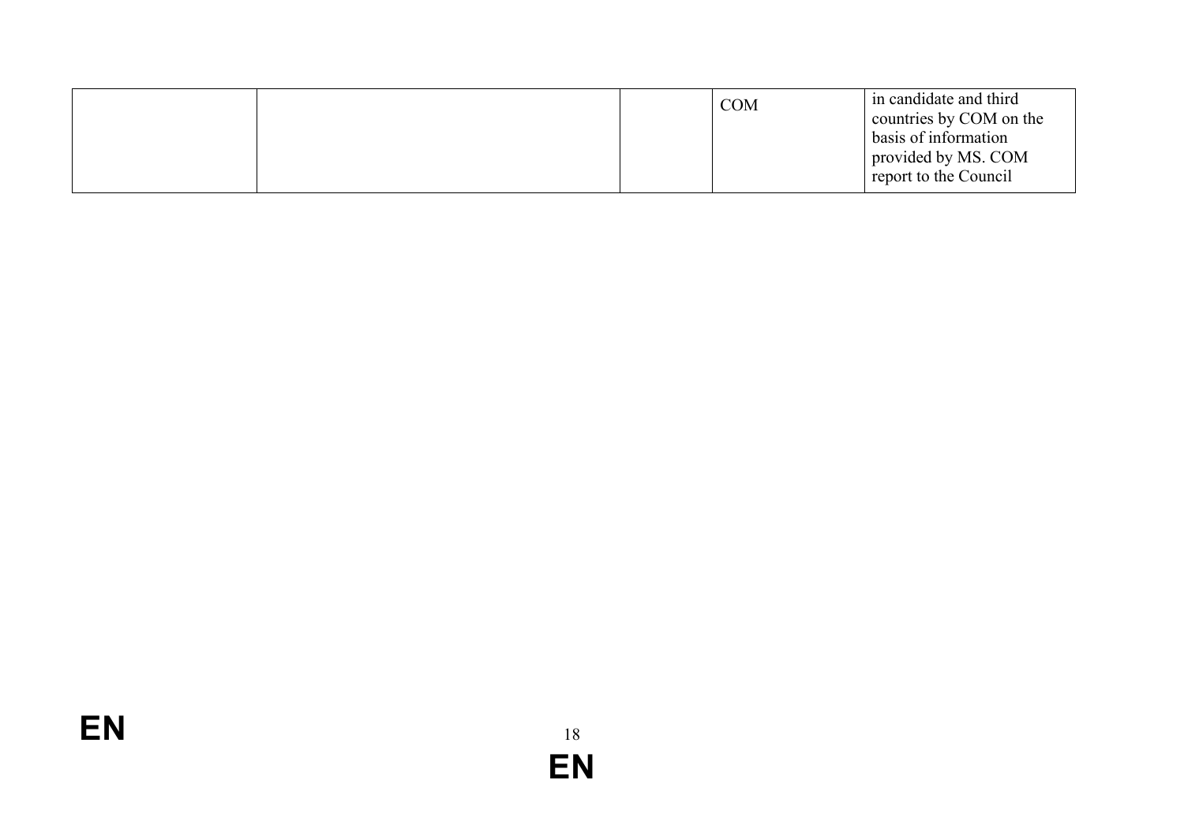| | | | | |
|---|---|---|---|---|
| | | | COM | in candidate and third countries by COM on the basis of information provided by MS. COM report to the Council |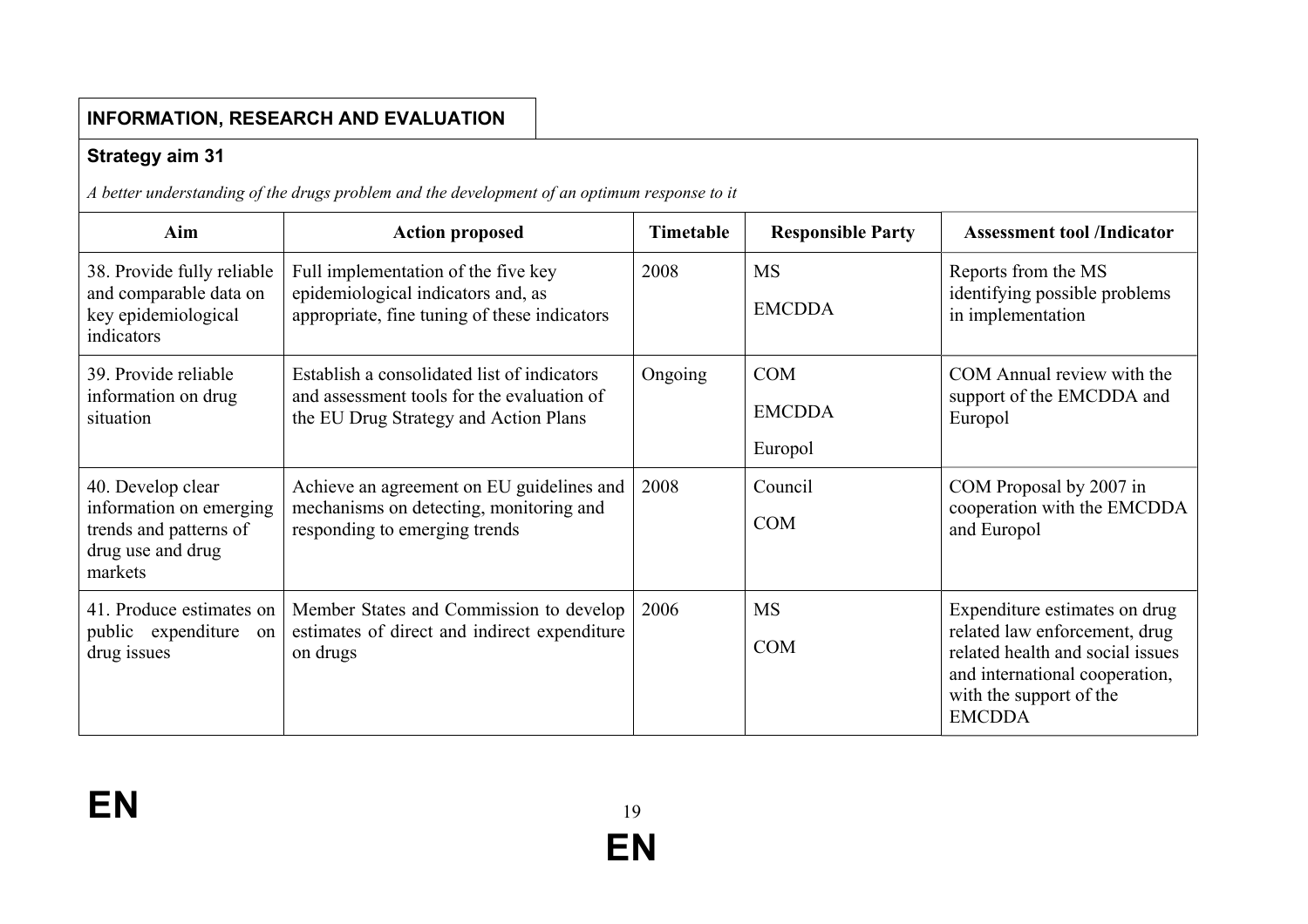**INFORMATION, RESEARCH AND EVALUATION**

**Strategy aim 31**

*A better understanding of the drugs problem and the development of an optimum response to it*

| Aim | Action proposed | Timetable | Responsible Party | Assessment tool /Indicator |
|---|---|---|---|---|
| 38. Provide fully reliable and comparable data on key epidemiological indicators | Full implementation of the five key epidemiological indicators and, as appropriate, fine tuning of these indicators | 2008 | MS<br>EMCDDA | Reports from the MS identifying possible problems in implementation |
| 39. Provide reliable information on drug situation | Establish a consolidated list of indicators and assessment tools for the evaluation of the EU Drug Strategy and Action Plans | Ongoing | COM<br>EMCDDA<br>Europol | COM Annual review with the support of the EMCDDA and Europol |
| 40. Develop clear information on emerging trends and patterns of drug use and drug markets | Achieve an agreement on EU guidelines and mechanisms on detecting, monitoring and responding to emerging trends | 2008 | Council<br>COM | COM Proposal by 2007 in cooperation with the EMCDDA and Europol |
| 41. Produce estimates on public expenditure on drug issues | Member States and Commission to develop estimates of direct and indirect expenditure on drugs | 2006 | MS<br>COM | Expenditure estimates on drug related law enforcement, drug related health and social issues and international cooperation, with the support of the EMCDDA |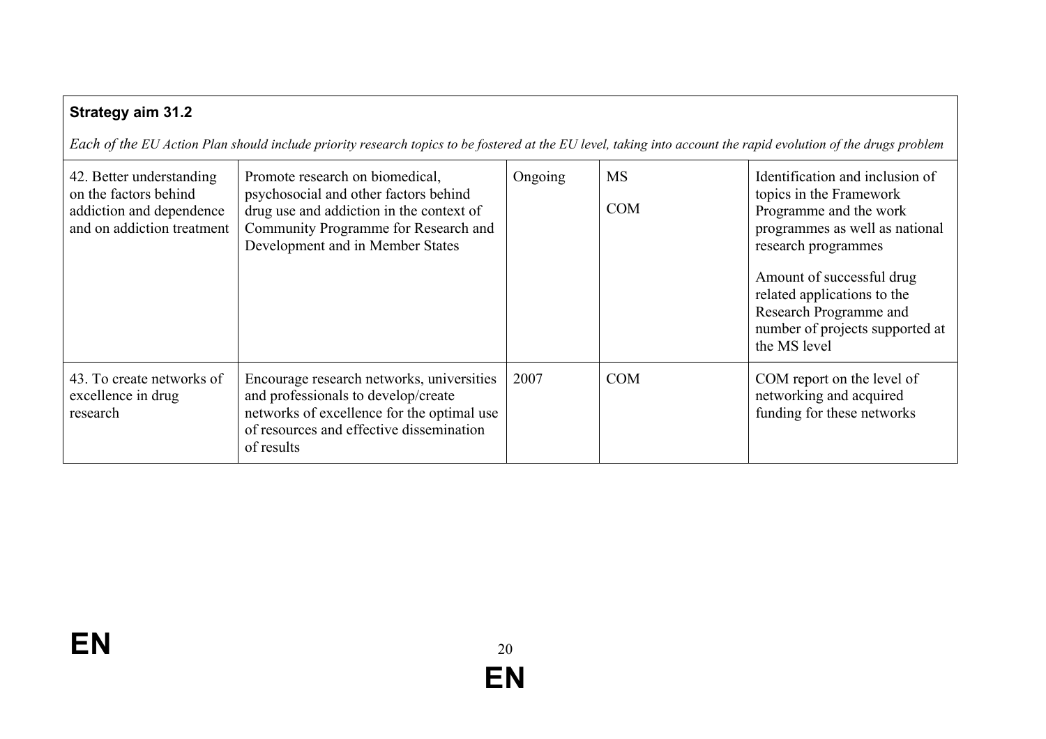| **Strategy aim 31.2** | | | | |
|---|---|---|---|---|
| *Each of the EU Action Plan should include priority research topics to be fostered at the EU level, taking into account the rapid evolution of the drugs problem* | | | | |
| 42. Better understanding on the factors behind addiction and dependence and on addiction treatment | Promote research on biomedical, psychosocial and other factors behind drug use and addiction in the context of Community Programme for Research and Development and in Member States | Ongoing | MS<br>COM | Identification and inclusion of topics in the Framework Programme and the work programmes as well as national research programmes<br><br>Amount of successful drug related applications to the Research Programme and number of projects supported at the MS level |
| 43. To create networks of excellence in drug research | Encourage research networks, universities and professionals to develop/create networks of excellence for the optimal use of resources and effective dissemination of results | 2007 | COM | COM report on the level of networking and acquired funding for these networks |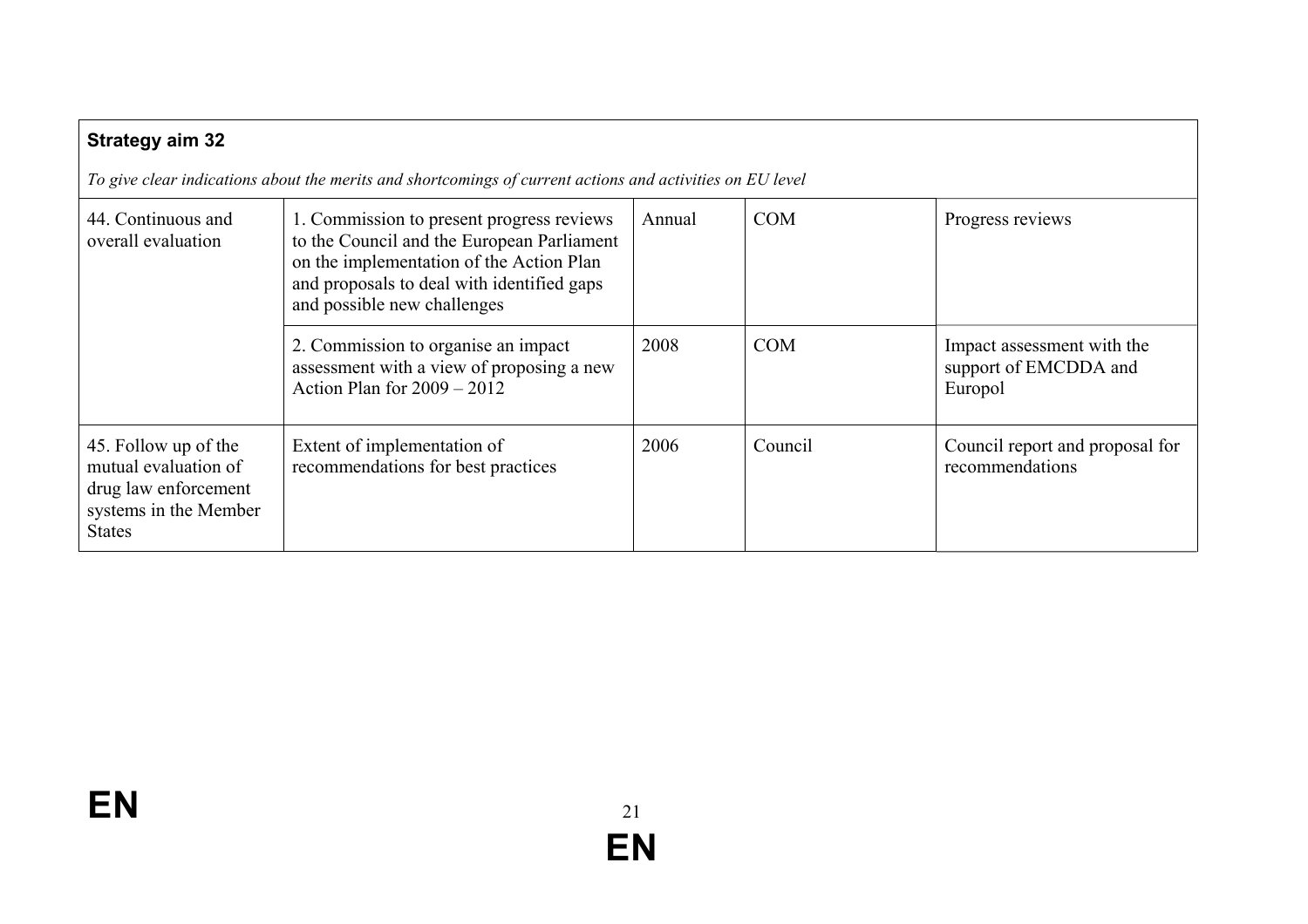**Strategy aim 32**

*To give clear indications about the merits and shortcomings of current actions and activities on EU level*

| | | | | |
|---|---|---|---|---|
| 44. Continuous and overall evaluation | 1. Commission to present progress reviews to the Council and the European Parliament on the implementation of the Action Plan and proposals to deal with identified gaps and possible new challenges | Annual | COM | Progress reviews |
| | 2. Commission to organise an impact assessment with a view of proposing a new Action Plan for 2009 – 2012 | 2008 | COM | Impact assessment with the support of EMCDDA and Europol |
| 45. Follow up of the mutual evaluation of drug law enforcement systems in the Member States | Extent of implementation of recommendations for best practices | 2006 | Council | Council report and proposal for recommendations |